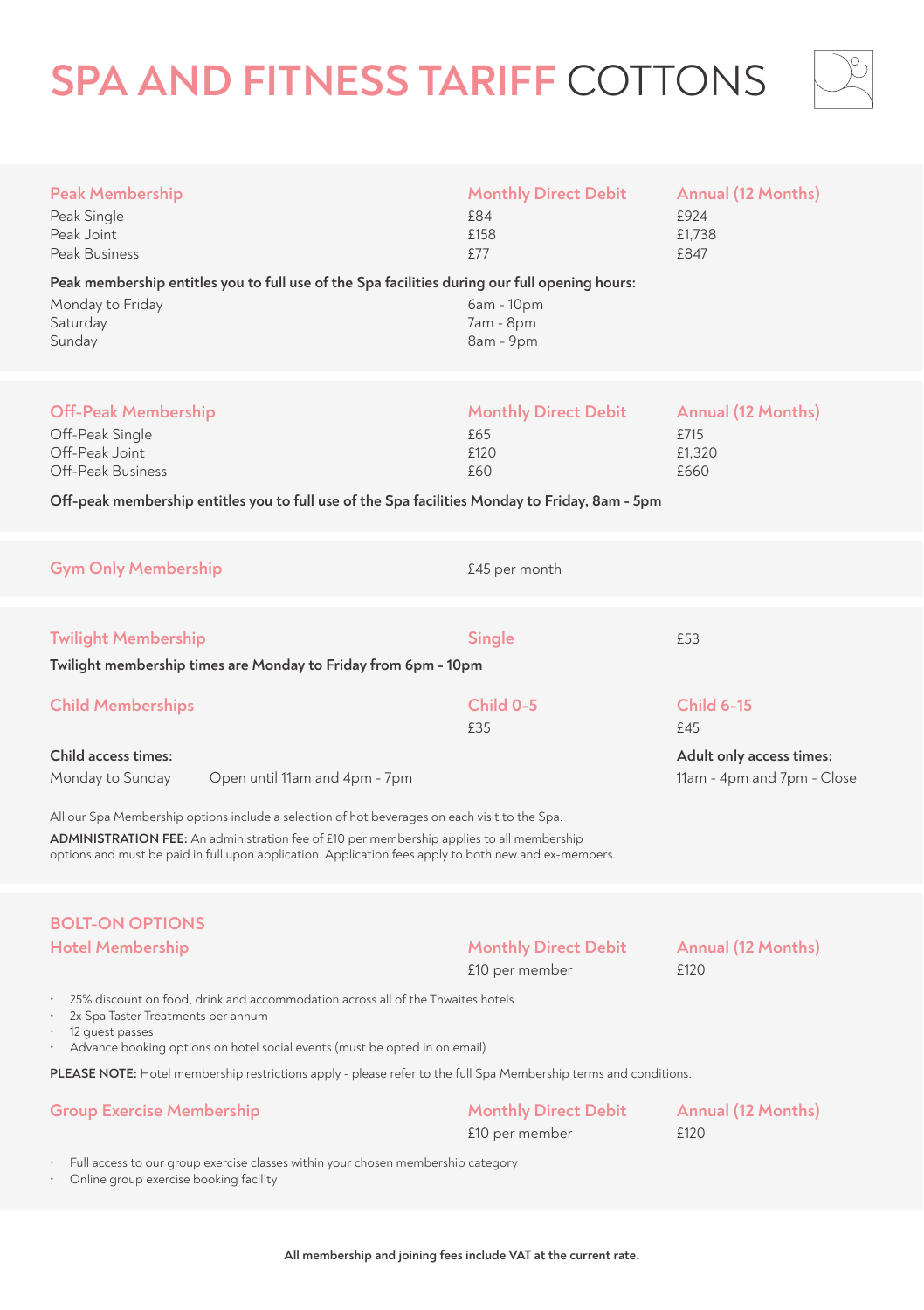# SPA AND FITNESS TARIFF COTTONS

| Peak Membership | Monthly Direct Debit | Annual (12 Months) |
|---|---|---|
| Peak Single | £84 | £924 |
| Peak Joint | £158 | £1,738 |
| Peak Business | £77 | £847 |

**Peak membership entitles you to full use of the Spa facilities during our full opening hours:**

| | |
|---|---|
| Monday to Friday | 6am - 10pm |
| Saturday | 7am - 8pm |
| Sunday | 8am - 9pm |

| Off-Peak Membership | Monthly Direct Debit | Annual (12 Months) |
|---|---|---|
| Off-Peak Single | £65 | £715 |
| Off-Peak Joint | £120 | £1,320 |
| Off-Peak Business | £60 | £660 |

**Off-peak membership entitles you to full use of the Spa facilities Monday to Friday, 8am - 5pm**

**Gym Only Membership** £45 per month

**Twilight Membership** Single £53

**Twilight membership times are Monday to Friday from 6pm - 10pm**

| Child Memberships | Child 0-5 | Child 6-15 |
|---|---|---|
| | £35 | £45 |

**Child access times:**
Monday to Sunday — Open until 11am and 4pm - 7pm

**Adult only access times:**
11am - 4pm and 7pm - Close

All our Spa Membership options include a selection of hot beverages on each visit to the Spa.

**ADMINISTRATION FEE:** An administration fee of £10 per membership applies to all membership options and must be paid in full upon application. Application fees apply to both new and ex-members.

## BOLT-ON OPTIONS

| Hotel Membership | Monthly Direct Debit | Annual (12 Months) |
|---|---|---|
| | £10 per member | £120 |

- 25% discount on food, drink and accommodation across all of the Thwaites hotels
- 2x Spa Taster Treatments per annum
- 12 guest passes
- Advance booking options on hotel social events (must be opted in on email)

**PLEASE NOTE:** Hotel membership restrictions apply - please refer to the full Spa Membership terms and conditions.

| Group Exercise Membership | Monthly Direct Debit | Annual (12 Months) |
|---|---|---|
| | £10 per member | £120 |

- Full access to our group exercise classes within your chosen membership category
- Online group exercise booking facility

**All membership and joining fees include VAT at the current rate.**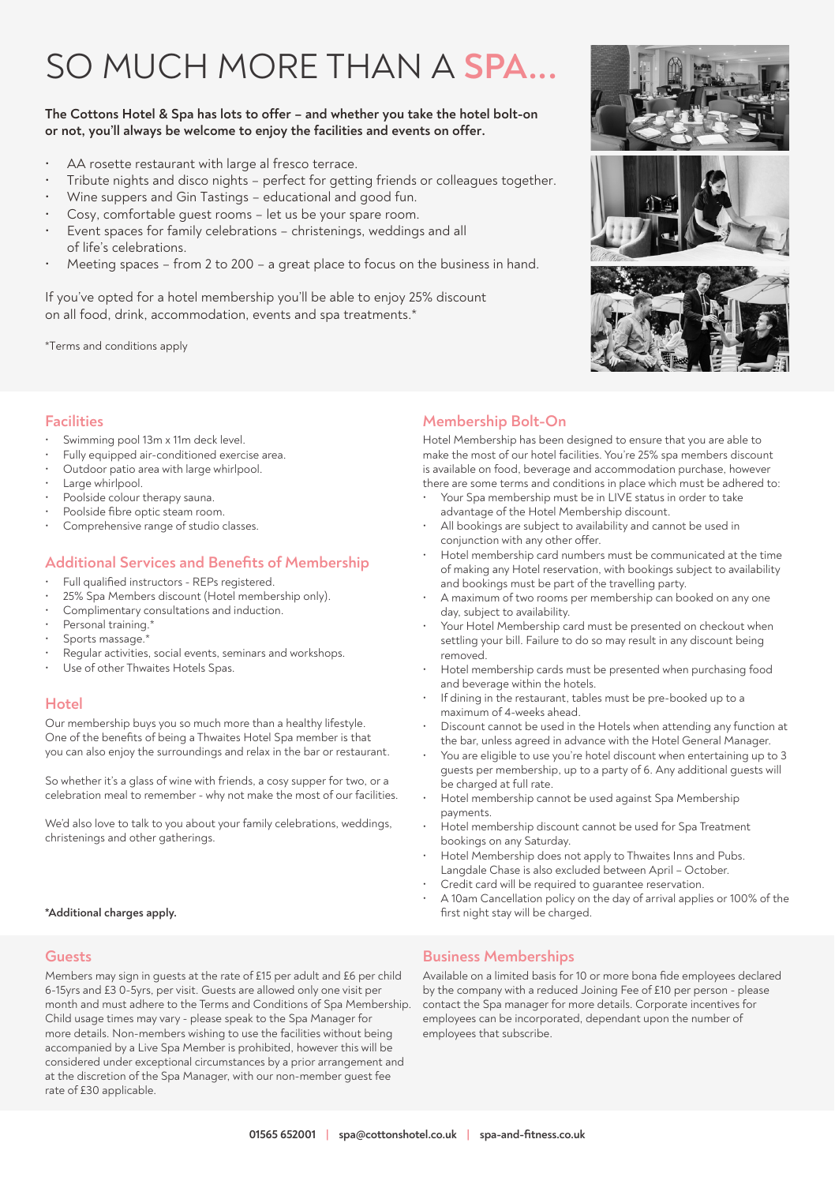# SO MUCH MORE THAN A SPA...

**The Cottons Hotel & Spa has lots to offer – and whether you take the hotel bolt-on or not, you'll always be welcome to enjoy the facilities and events on offer.**

- AA rosette restaurant with large al fresco terrace.
- Tribute nights and disco nights – perfect for getting friends or colleagues together.
- Wine suppers and Gin Tastings – educational and good fun.
- Cosy, comfortable guest rooms – let us be your spare room.
- Event spaces for family celebrations – christenings, weddings and all of life's celebrations.
- Meeting spaces – from 2 to 200 – a great place to focus on the business in hand.

If you've opted for a hotel membership you'll be able to enjoy 25% discount on all food, drink, accommodation, events and spa treatments.*

*Terms and conditions apply

## Facilities

- Swimming pool 13m x 11m deck level.
- Fully equipped air-conditioned exercise area.
- Outdoor patio area with large whirlpool.
- Large whirlpool.
- Poolside colour therapy sauna.
- Poolside fibre optic steam room.
- Comprehensive range of studio classes.

## Additional Services and Benefits of Membership

- Full qualified instructors - REPs registered.
- 25% Spa Members discount (Hotel membership only).
- Complimentary consultations and induction.
- Personal training.*
- Sports massage.*
- Regular activities, social events, seminars and workshops.
- Use of other Thwaites Hotels Spas.

## Hotel

Our membership buys you so much more than a healthy lifestyle. One of the benefits of being a Thwaites Hotel Spa member is that you can also enjoy the surroundings and relax in the bar or restaurant.

So whether it's a glass of wine with friends, a cosy supper for two, or a celebration meal to remember - why not make the most of our facilities.

We'd also love to talk to you about your family celebrations, weddings, christenings and other gatherings.

**\*Additional charges apply.**

## Membership Bolt-On

Hotel Membership has been designed to ensure that you are able to make the most of our hotel facilities. You're 25% spa members discount is available on food, beverage and accommodation purchase, however there are some terms and conditions in place which must be adhered to:

- Your Spa membership must be in LIVE status in order to take advantage of the Hotel Membership discount.
- All bookings are subject to availability and cannot be used in conjunction with any other offer.
- Hotel membership card numbers must be communicated at the time of making any Hotel reservation, with bookings subject to availability and bookings must be part of the travelling party.
- A maximum of two rooms per membership can booked on any one day, subject to availability.
- Your Hotel Membership card must be presented on checkout when settling your bill. Failure to do so may result in any discount being removed.
- Hotel membership cards must be presented when purchasing food and beverage within the hotels.
- If dining in the restaurant, tables must be pre-booked up to a maximum of 4-weeks ahead.
- Discount cannot be used in the Hotels when attending any function at the bar, unless agreed in advance with the Hotel General Manager.
- You are eligible to use you're hotel discount when entertaining up to 3 guests per membership, up to a party of 6. Any additional guests will be charged at full rate.
- Hotel membership cannot be used against Spa Membership payments.
- Hotel membership discount cannot be used for Spa Treatment bookings on any Saturday.
- Hotel Membership does not apply to Thwaites Inns and Pubs. Langdale Chase is also excluded between April – October.
- Credit card will be required to guarantee reservation.
- A 10am Cancellation policy on the day of arrival applies or 100% of the first night stay will be charged.

## Guests

Members may sign in guests at the rate of £15 per adult and £6 per child 6-15yrs and £3 0-5yrs, per visit. Guests are allowed only one visit per month and must adhere to the Terms and Conditions of Spa Membership. Child usage times may vary - please speak to the Spa Manager for more details. Non-members wishing to use the facilities without being accompanied by a Live Spa Member is prohibited, however this will be considered under exceptional circumstances by a prior arrangement and at the discretion of the Spa Manager, with our non-member guest fee rate of £30 applicable.

## Business Memberships

Available on a limited basis for 10 or more bona fide employees declared by the company with a reduced Joining Fee of £10 per person - please contact the Spa manager for more details. Corporate incentives for employees can be incorporated, dependant upon the number of employees that subscribe.

**01565 652001** | **spa@cottonshotel.co.uk** | **spa-and-fitness.co.uk**